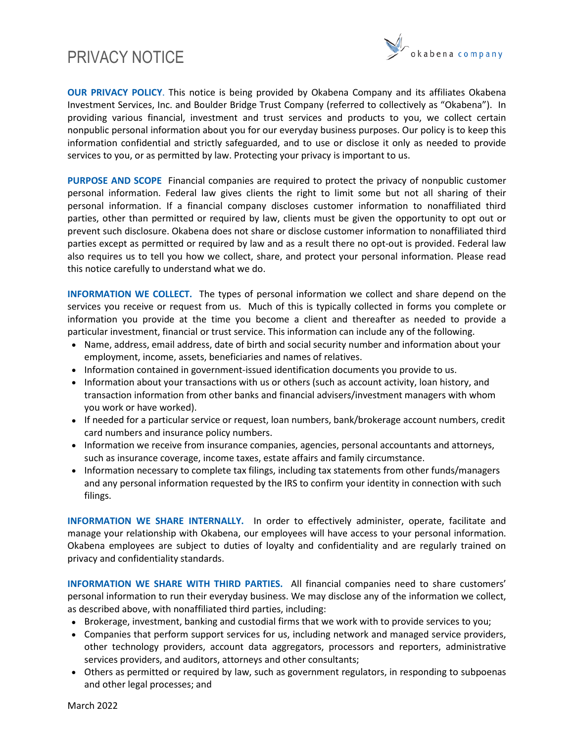# PRIVACY NOTICE

okabena company

**OUR PRIVACY POLICY**. This notice is being provided by Okabena Company and its affiliates Okabena Investment Services, Inc. and Boulder Bridge Trust Company (referred to collectively as "Okabena"). In providing various financial, investment and trust services and products to you, we collect certain nonpublic personal information about you for our everyday business purposes. Our policy is to keep this information confidential and strictly safeguarded, and to use or disclose it only as needed to provide services to you, or as permitted by law. Protecting your privacy is important to us.

**PURPOSE AND SCOPE** Financial companies are required to protect the privacy of nonpublic customer personal information. Federal law gives clients the right to limit some but not all sharing of their personal information. If a financial company discloses customer information to nonaffiliated third parties, other than permitted or required by law, clients must be given the opportunity to opt out or prevent such disclosure. Okabena does not share or disclose customer information to nonaffiliated third parties except as permitted or required by law and as a result there no opt-out is provided. Federal law also requires us to tell you how we collect, share, and protect your personal information. Please read this notice carefully to understand what we do.

**INFORMATION WE COLLECT.** The types of personal information we collect and share depend on the services you receive or request from us. Much of this is typically collected in forms you complete or information you provide at the time you become a client and thereafter as needed to provide a particular investment, financial or trust service. This information can include any of the following.

- Name, address, email address, date of birth and social security number and information about your employment, income, assets, beneficiaries and names of relatives.
- Information contained in government-issued identification documents you provide to us.
- Information about your transactions with us or others (such as account activity, loan history, and transaction information from other banks and financial advisers/investment managers with whom you work or have worked).
- If needed for a particular service or request, loan numbers, bank/brokerage account numbers, credit card numbers and insurance policy numbers.
- Information we receive from insurance companies, agencies, personal accountants and attorneys, such as insurance coverage, income taxes, estate affairs and family circumstance.
- Information necessary to complete tax filings, including tax statements from other funds/managers and any personal information requested by the IRS to confirm your identity in connection with such filings.

**INFORMATION WE SHARE INTERNALLY.** In order to effectively administer, operate, facilitate and manage your relationship with Okabena, our employees will have access to your personal information. Okabena employees are subject to duties of loyalty and confidentiality and are regularly trained on privacy and confidentiality standards.

**INFORMATION WE SHARE WITH THIRD PARTIES.** All financial companies need to share customers' personal information to run their everyday business. We may disclose any of the information we collect, as described above, with nonaffiliated third parties, including:

- Brokerage, investment, banking and custodial firms that we work with to provide services to you;
- Companies that perform support services for us, including network and managed service providers, other technology providers, account data aggregators, processors and reporters, administrative services providers, and auditors, attorneys and other consultants;
- Others as permitted or required by law, such as government regulators, in responding to subpoenas and other legal processes; and

March 2022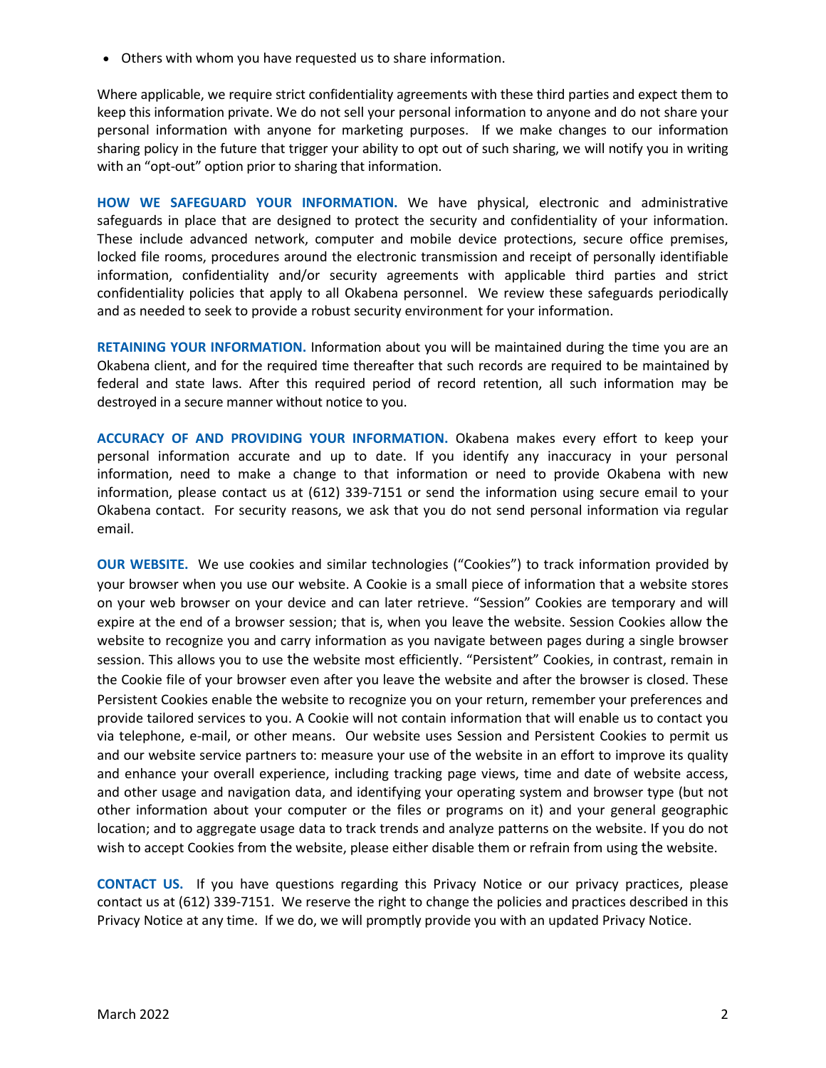- Others with whom you have requested us to share information.

Where applicable, we require strict confidentiality agreements with these third parties and expect them to keep this information private. We do not sell your personal information to anyone and do not share your personal information with anyone for marketing purposes. If we make changes to our information sharing policy in the future that trigger your ability to opt out of such sharing, we will notify you in writing with an "opt-out" option prior to sharing that information.

**HOW WE SAFEGUARD YOUR INFORMATION.** We have physical, electronic and administrative safeguards in place that are designed to protect the security and confidentiality of your information. These include advanced network, computer and mobile device protections, secure office premises, locked file rooms, procedures around the electronic transmission and receipt of personally identifiable information, confidentiality and/or security agreements with applicable third parties and strict confidentiality policies that apply to all Okabena personnel. We review these safeguards periodically and as needed to seek to provide a robust security environment for your information.

**RETAINING YOUR INFORMATION.** Information about you will be maintained during the time you are an Okabena client, and for the required time thereafter that such records are required to be maintained by federal and state laws. After this required period of record retention, all such information may be destroyed in a secure manner without notice to you.

**ACCURACY OF AND PROVIDING YOUR INFORMATION.** Okabena makes every effort to keep your personal information accurate and up to date. If you identify any inaccuracy in your personal information, need to make a change to that information or need to provide Okabena with new information, please contact us at (612) 339-7151 or send the information using secure email to your Okabena contact. For security reasons, we ask that you do not send personal information via regular email.

**OUR WEBSITE.** We use cookies and similar technologies ("Cookies") to track information provided by your browser when you use our website. A Cookie is a small piece of information that a website stores on your web browser on your device and can later retrieve. "Session" Cookies are temporary and will expire at the end of a browser session; that is, when you leave the website. Session Cookies allow the website to recognize you and carry information as you navigate between pages during a single browser session. This allows you to use the website most efficiently. "Persistent" Cookies, in contrast, remain in the Cookie file of your browser even after you leave the website and after the browser is closed. These Persistent Cookies enable the website to recognize you on your return, remember your preferences and provide tailored services to you. A Cookie will not contain information that will enable us to contact you via telephone, e-mail, or other means. Our website uses Session and Persistent Cookies to permit us and our website service partners to: measure your use of the website in an effort to improve its quality and enhance your overall experience, including tracking page views, time and date of website access, and other usage and navigation data, and identifying your operating system and browser type (but not other information about your computer or the files or programs on it) and your general geographic location; and to aggregate usage data to track trends and analyze patterns on the website. If you do not wish to accept Cookies from the website, please either disable them or refrain from using the website.

**CONTACT US.** If you have questions regarding this Privacy Notice or our privacy practices, please contact us at (612) 339-7151. We reserve the right to change the policies and practices described in this Privacy Notice at any time. If we do, we will promptly provide you with an updated Privacy Notice.

March 2022